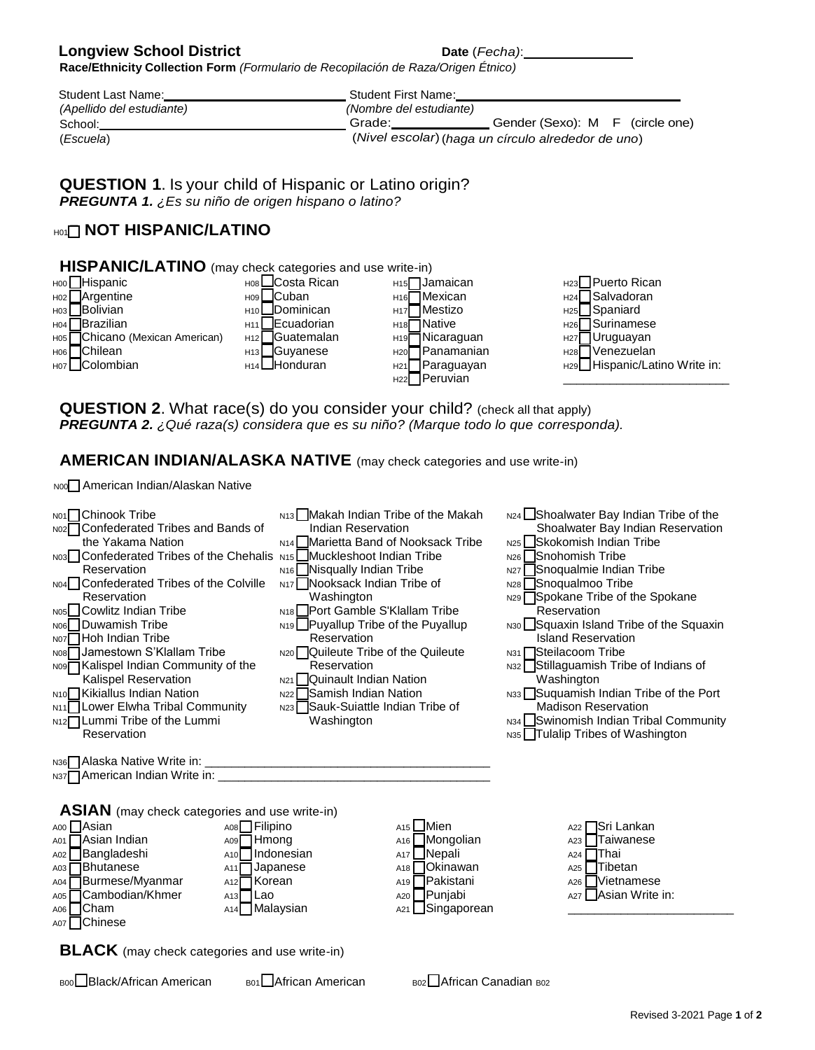**Longview School District** **Date** (*Fecha*): _______________

**Race/Ethnicity Collection Form** *(Formulario de Recopilación de Raza/Origen Étnico)*

Student Last Name: _______________________ Student First Name: _______________________
*(Apellido del estudiante)* *(Nombre del estudiante)*

School: _______________________ Grade: ____________ Gender (Sexo): M F (circle one)
(*Escuela*) (*Nivel escolar*) (*haga un círculo alrededor de uno*)

## QUESTION 1. Is your child of Hispanic or Latino origin?

***PREGUNTA 1.*** *¿Es su niño de origen hispano o latino?*

### H01 ☐ NOT HISPANIC/LATINO

### HISPANIC/LATINO (may check categories and use write-in)

- H00 ☐ Hispanic
- H02 ☐ Argentine
- H03 ☐ Bolivian
- H04 ☐ Brazilian
- H05 ☐ Chicano (Mexican American)
- H06 ☐ Chilean
- H07 ☐ Colombian
- H08 ☐ Costa Rican
- H09 ☐ Cuban
- H10 ☐ Dominican
- H11 ☐ Ecuadorian
- H12 ☐ Guatemalan
- H13 ☐ Guyanese
- H14 ☐ Honduran
- H15 ☐ Jamaican
- H16 ☐ Mexican
- H17 ☐ Mestizo
- H18 ☐ Native
- H19 ☐ Nicaraguan
- H20 ☐ Panamanian
- H21 ☐ Paraguayan
- H22 ☐ Peruvian
- H23 ☐ Puerto Rican
- H24 ☐ Salvadoran
- H25 ☐ Spaniard
- H26 ☐ Surinamese
- H27 ☐ Uruguayan
- H28 ☐ Venezuelan
- H29 ☐ Hispanic/Latino Write in: _______________________

## QUESTION 2. What race(s) do you consider your child? (check all that apply)

***PREGUNTA 2.*** *¿Qué raza(s) considera que es su niño? (Marque todo lo que corresponda).*

### AMERICAN INDIAN/ALASKA NATIVE (may check categories and use write-in)

N00 ☐ American Indian/Alaskan Native

- N01 ☐ Chinook Tribe
- N02 ☐ Confederated Tribes and Bands of the Yakama Nation
- N03 ☐ Confederated Tribes of the Chehalis Reservation
- N04 ☐ Confederated Tribes of the Colville Reservation
- N05 ☐ Cowlitz Indian Tribe
- N06 ☐ Duwamish Tribe
- N07 ☐ Hoh Indian Tribe
- N08 ☐ Jamestown S'Klallam Tribe
- N09 ☐ Kalispel Indian Community of the Kalispel Reservation
- N10 ☐ Kikiallus Indian Nation
- N11 ☐ Lower Elwha Tribal Community
- N12 ☐ Lummi Tribe of the Lummi Reservation
- N13 ☐ Makah Indian Tribe of the Makah Indian Reservation
- N14 ☐ Marietta Band of Nooksack Tribe
- N15 ☐ Muckleshoot Indian Tribe
- N16 ☐ Nisqually Indian Tribe
- N17 ☐ Nooksack Indian Tribe of Washington
- N18 ☐ Port Gamble S'Klallam Tribe
- N19 ☐ Puyallup Tribe of the Puyallup Reservation
- N20 ☐ Quileute Tribe of the Quileute Reservation
- N21 ☐ Quinault Indian Nation
- N22 ☐ Samish Indian Nation
- N23 ☐ Sauk-Suiattle Indian Tribe of Washington
- N24 ☐ Shoalwater Bay Indian Tribe of the Shoalwater Bay Indian Reservation
- N25 ☐ Skokomish Indian Tribe
- N26 ☐ Snohomish Tribe
- N27 ☐ Snoqualmie Indian Tribe
- N28 ☐ Snoqualmoo Tribe
- N29 ☐ Spokane Tribe of the Spokane Reservation
- N30 ☐ Squaxin Island Tribe of the Squaxin Island Reservation
- N31 ☐ Steilacoom Tribe
- N32 ☐ Stillaguamish Tribe of Indians of Washington
- N33 ☐ Suquamish Indian Tribe of the Port Madison Reservation
- N34 ☐ Swinomish Indian Tribal Community
- N35 ☐ Tulalip Tribes of Washington

N36 ☐ Alaska Native Write in: _______________________

N37 ☐ American Indian Write in: _______________________

### ASIAN (may check categories and use write-in)

- A00 ☐ Asian
- A01 ☐ Asian Indian
- A02 ☐ Bangladeshi
- A03 ☐ Bhutanese
- A04 ☐ Burmese/Myanmar
- A05 ☐ Cambodian/Khmer
- A06 ☐ Cham
- A07 ☐ Chinese
- A08 ☐ Filipino
- A09 ☐ Hmong
- A10 ☐ Indonesian
- A11 ☐ Japanese
- A12 ☐ Korean
- A13 ☐ Lao
- A14 ☐ Malaysian
- A15 ☐ Mien
- A16 ☐ Mongolian
- A17 ☐ Nepali
- A18 ☐ Okinawan
- A19 ☐ Pakistani
- A20 ☐ Punjabi
- A21 ☐ Singaporean
- A22 ☐ Sri Lankan
- A23 ☐ Taiwanese
- A24 ☐ Thai
- A25 ☐ Tibetan
- A26 ☐ Vietnamese
- A27 ☐ Asian Write in: _______________________

### BLACK (may check categories and use write-in)

B00 ☐ Black/African American B01 ☐ African American B02 ☐ African Canadian B02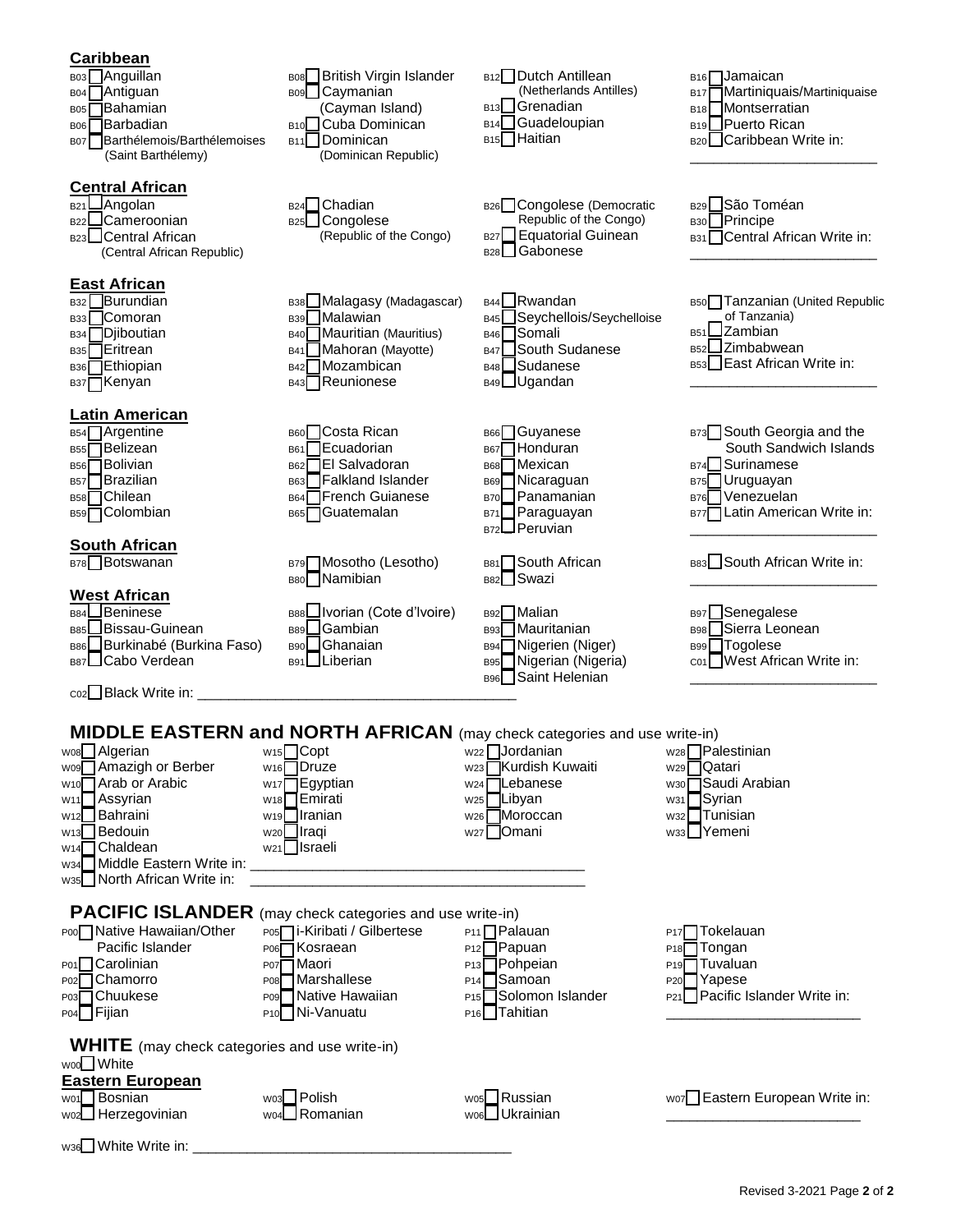## Caribbean

- B03 ☐ Anguillan
- B04 ☐ Antiguan
- B05 ☐ Bahamian
- B06 ☐ Barbadian
- B07 ☐ Barthélemois/Barthélemoises (Saint Barthélemy)
- B08 ☐ British Virgin Islander
- B09 ☐ Caymanian (Cayman Island)
- B10 ☐ Cuba Dominican
- B11 ☐ Dominican (Dominican Republic)
- B12 ☐ Dutch Antillean (Netherlands Antilles)
- B13 ☐ Grenadian
- B14 ☐ Guadeloupian
- B15 ☐ Haitian
- B16 ☐ Jamaican
- B17 ☐ Martiniquais/Martiniquaise
- B18 ☐ Montserratian
- B19 ☐ Puerto Rican
- B20 ☐ Caribbean Write in: ______________________

## Central African

- B21 ☐ Angolan
- B22 ☐ Cameroonian
- B23 ☐ Central African (Central African Republic)
- B24 ☐ Chadian
- B25 ☐ Congolese (Republic of the Congo)
- B26 ☐ Congolese (Democratic Republic of the Congo)
- B27 ☐ Equatorial Guinean
- B28 ☐ Gabonese
- B29 ☐ São Toméan
- B30 ☐ Principe
- B31 ☐ Central African Write in: ______________________

## East African

- B32 ☐ Burundian
- B33 ☐ Comoran
- B34 ☐ Djiboutian
- B35 ☐ Eritrean
- B36 ☐ Ethiopian
- B37 ☐ Kenyan
- B38 ☐ Malagasy (Madagascar)
- B39 ☐ Malawian
- B40 ☐ Mauritian (Mauritius)
- B41 ☐ Mahoran (Mayotte)
- B42 ☐ Mozambican
- B43 ☐ Reunionese
- B44 ☐ Rwandan
- B45 ☐ Seychellois/Seychelloise
- B46 ☐ Somali
- B47 ☐ South Sudanese
- B48 ☐ Sudanese
- B49 ☐ Ugandan
- B50 ☐ Tanzanian (United Republic of Tanzania)
- B51 ☐ Zambian
- B52 ☐ Zimbabwean
- B53 ☐ East African Write in: ______________________

## Latin American

- B54 ☐ Argentine
- B55 ☐ Belizean
- B56 ☐ Bolivian
- B57 ☐ Brazilian
- B58 ☐ Chilean
- B59 ☐ Colombian
- B60 ☐ Costa Rican
- B61 ☐ Ecuadorian
- B62 ☐ El Salvadoran
- B63 ☐ Falkland Islander
- B64 ☐ French Guianese
- B65 ☐ Guatemalan
- B66 ☐ Guyanese
- B67 ☐ Honduran
- B68 ☐ Mexican
- B69 ☐ Nicaraguan
- B70 ☐ Panamanian
- B71 ☐ Paraguayan
- B72 ☐ Peruvian
- B73 ☐ South Georgia and the South Sandwich Islands
- B74 ☐ Surinamese
- B75 ☐ Uruguayan
- B76 ☐ Venezuelan
- B77 ☐ Latin American Write in: ______________________

## South African

- B78 ☐ Botswanan
- B79 ☐ Mosotho (Lesotho)
- B80 ☐ Namibian
- B81 ☐ South African
- B82 ☐ Swazi
- B83 ☐ South African Write in: ______________________

## West African

- B84 ☐ Beninese
- B85 ☐ Bissau-Guinean
- B86 ☐ Burkinabé (Burkina Faso)
- B87 ☐ Cabo Verdean
- B88 ☐ Ivorian (Cote d'Ivoire)
- B89 ☐ Gambian
- B90 ☐ Ghanaian
- B91 ☐ Liberian
- B92 ☐ Malian
- B93 ☐ Mauritanian
- B94 ☐ Nigerien (Niger)
- B95 ☐ Nigerian (Nigeria)
- B96 ☐ Saint Helenian
- B97 ☐ Senegalese
- B98 ☐ Sierra Leonean
- B99 ☐ Togolese
- C01 ☐ West African Write in: ______________________

C02 ☐ Black Write in: ______________________________________

## MIDDLE EASTERN and NORTH AFRICAN (may check categories and use write-in)

- W08 ☐ Algerian
- W09 ☐ Amazigh or Berber
- W10 ☐ Arab or Arabic
- W11 ☐ Assyrian
- W12 ☐ Bahraini
- W13 ☐ Bedouin
- W14 ☐ Chaldean
- W15 ☐ Copt
- W16 ☐ Druze
- W17 ☐ Egyptian
- W18 ☐ Emirati
- W19 ☐ Iranian
- W20 ☐ Iraqi
- W21 ☐ Israeli
- W22 ☐ Jordanian
- W23 ☐ Kurdish Kuwaiti
- W24 ☐ Lebanese
- W25 ☐ Libyan
- W26 ☐ Moroccan
- W27 ☐ Omani
- W28 ☐ Palestinian
- W29 ☐ Qatari
- W30 ☐ Saudi Arabian
- W31 ☐ Syrian
- W32 ☐ Tunisian
- W33 ☐ Yemeni
- W34 ☐ Middle Eastern Write in: ______________________________________
- W35 ☐ North African Write in: ______________________________________

## PACIFIC ISLANDER (may check categories and use write-in)

- P00 ☐ Native Hawaiian/Other Pacific Islander
- P01 ☐ Carolinian
- P02 ☐ Chamorro
- P03 ☐ Chuukese
- P04 ☐ Fijian
- P05 ☐ i-Kiribati / Gilbertese
- P06 ☐ Kosraean
- P07 ☐ Maori
- P08 ☐ Marshallese
- P09 ☐ Native Hawaiian
- P10 ☐ Ni-Vanuatu
- P11 ☐ Palauan
- P12 ☐ Papuan
- P13 ☐ Pohpeian
- P14 ☐ Samoan
- P15 ☐ Solomon Islander
- P16 ☐ Tahitian
- P17 ☐ Tokelauan
- P18 ☐ Tongan
- P19 ☐ Tuvaluan
- P20 ☐ Yapese
- P21 ☐ Pacific Islander Write in: ______________________

## WHITE (may check categories and use write-in)

W00 ☐ White

### Eastern European

- W01 ☐ Bosnian
- W02 ☐ Herzegovinian
- W03 ☐ Polish
- W04 ☐ Romanian
- W05 ☐ Russian
- W06 ☐ Ukrainian
- W07 ☐ Eastern European Write in: ______________________

W36 ☐ White Write in: ______________________________________

Revised 3-2021